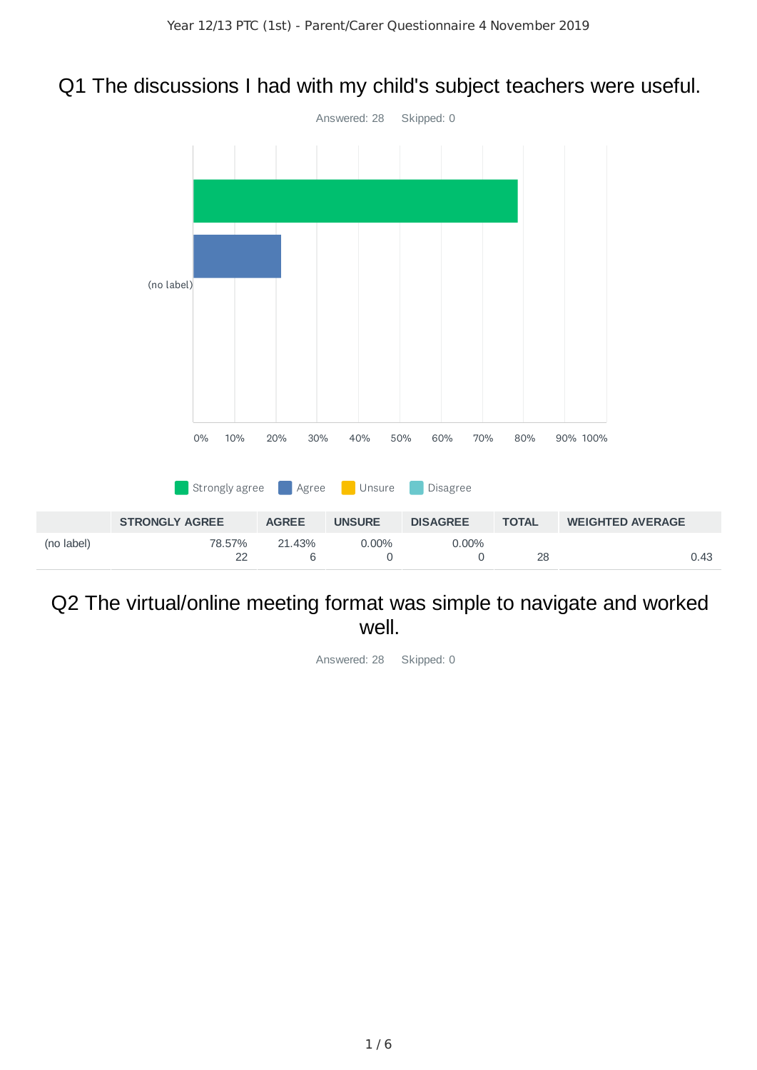Year 12/13 PTC (1st) - Parent/Carer Questionnaire 4 November 2019

# Q1 The discussions I had with my child's subject teachers were useful.

Answered: 28 Skipped: 0

| | STRONGLY AGREE | AGREE | UNSURE | DISAGREE | TOTAL | WEIGHTED AVERAGE |
|---|---|---|---|---|---|---|
| (no label) | 78.57%<br>22 | 21.43%<br>6 | 0.00%<br>0 | 0.00%<br>0 | 28 | 0.43 |

# Q2 The virtual/online meeting format was simple to navigate and worked well.

Answered: 28 Skipped: 0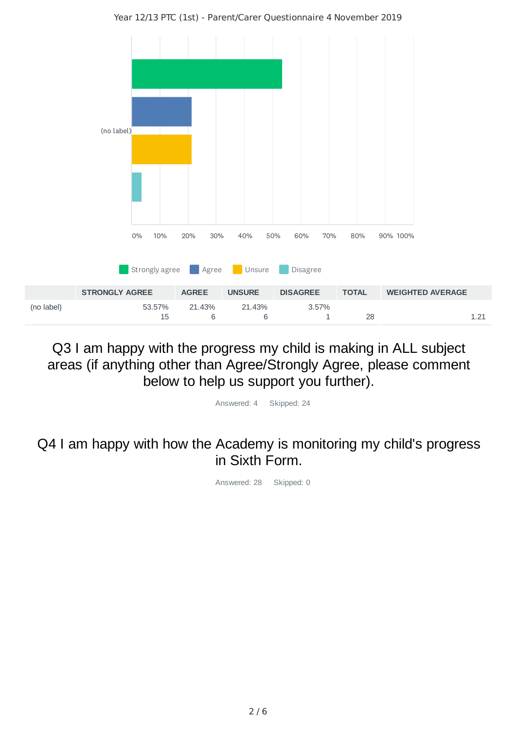Year 12/13 PTC (1st) - Parent/Carer Questionnaire 4 November 2019

| | STRONGLY AGREE | AGREE | UNSURE | DISAGREE | TOTAL | WEIGHTED AVERAGE |
|---|---|---|---|---|---|---|
| (no label) | 53.57%<br>15 | 21.43%<br>6 | 21.43%<br>6 | 3.57%<br>1 | 28 | 1.21 |

## Q3 I am happy with the progress my child is making in ALL subject areas (if anything other than Agree/Strongly Agree, please comment below to help us support you further).

Answered: 4 Skipped: 24

## Q4 I am happy with how the Academy is monitoring my child's progress in Sixth Form.

Answered: 28 Skipped: 0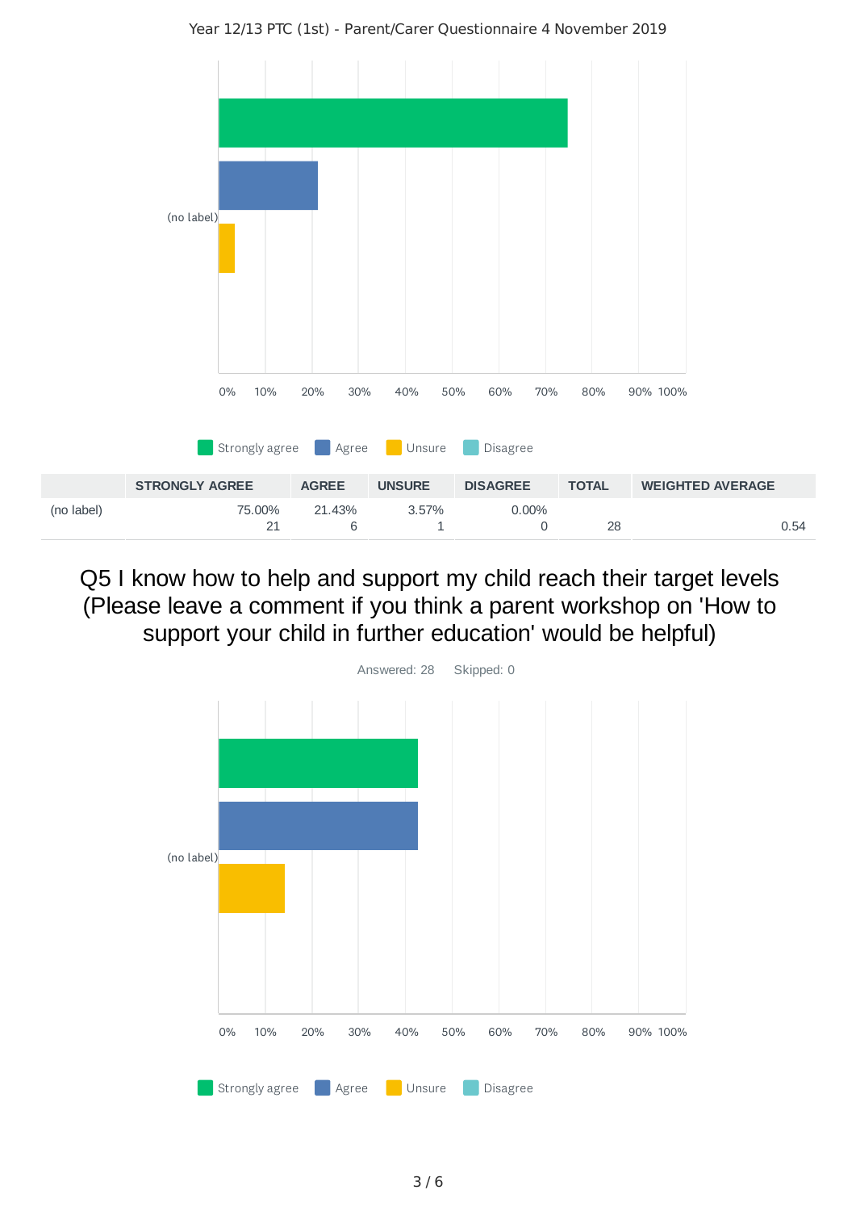| | STRONGLY AGREE | AGREE | UNSURE | DISAGREE | TOTAL | WEIGHTED AVERAGE |
|---|---|---|---|---|---|---|
| (no label) | 75.00%<br>21 | 21.43%<br>6 | 3.57%<br>1 | 0.00%<br>0 | 28 | 0.54 |

## Q5 I know how to help and support my child reach their target levels (Please leave a comment if you think a parent workshop on 'How to support your child in further education' would be helpful)

Answered: 28 Skipped: 0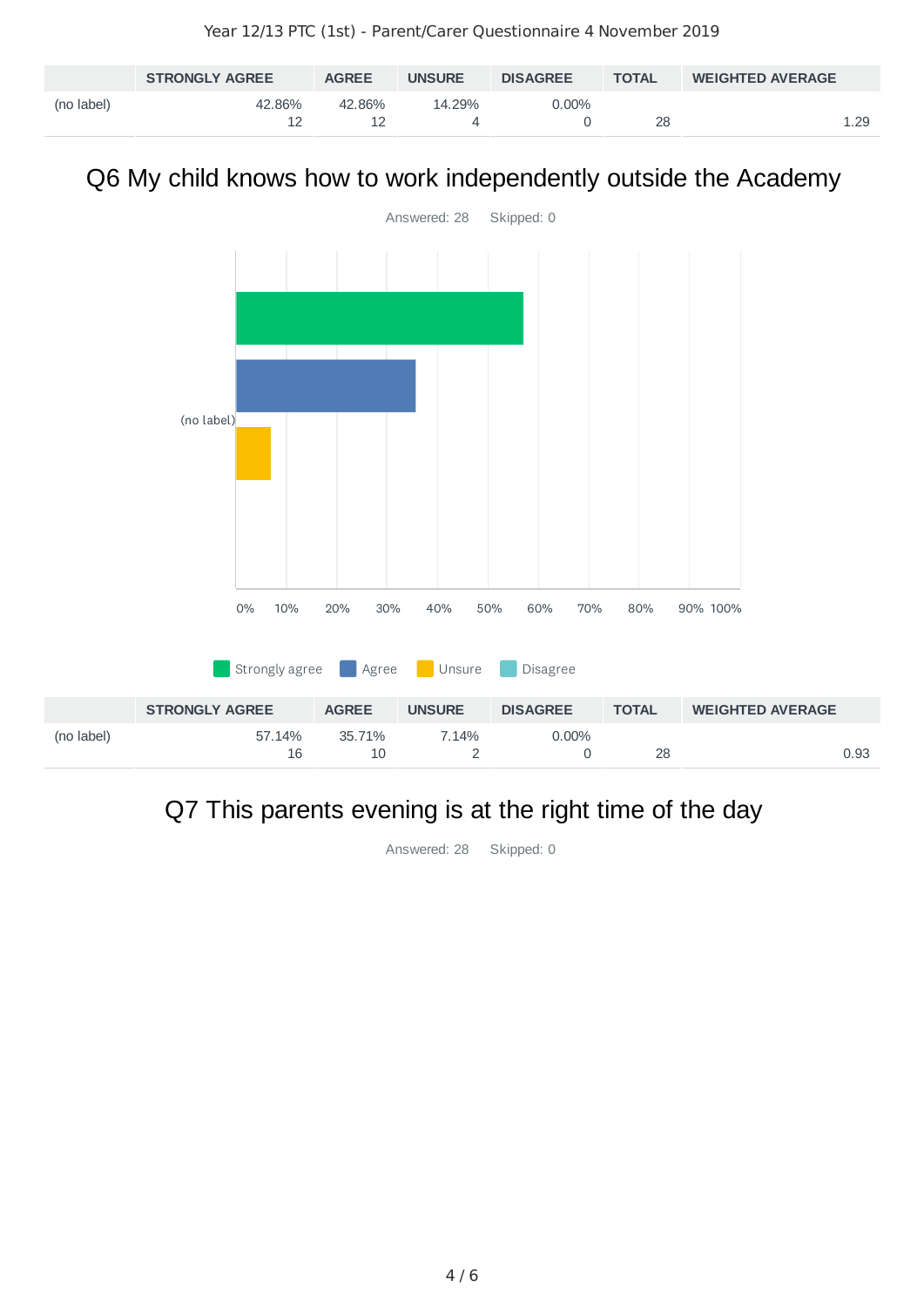| | STRONGLY AGREE | AGREE | UNSURE | DISAGREE | TOTAL | WEIGHTED AVERAGE |
|---|---|---|---|---|---|---|
| (no label) | 42.86%<br>12 | 42.86%<br>12 | 14.29%<br>4 | 0.00%<br>0 | 28 | 1.29 |

## Q6 My child knows how to work independently outside the Academy

Answered: 28 Skipped: 0

| | STRONGLY AGREE | AGREE | UNSURE | DISAGREE | TOTAL | WEIGHTED AVERAGE |
|---|---|---|---|---|---|---|
| (no label) | 57.14%<br>16 | 35.71%<br>10 | 7.14%<br>2 | 0.00%<br>0 | 28 | 0.93 |

## Q7 This parents evening is at the right time of the day

Answered: 28 Skipped: 0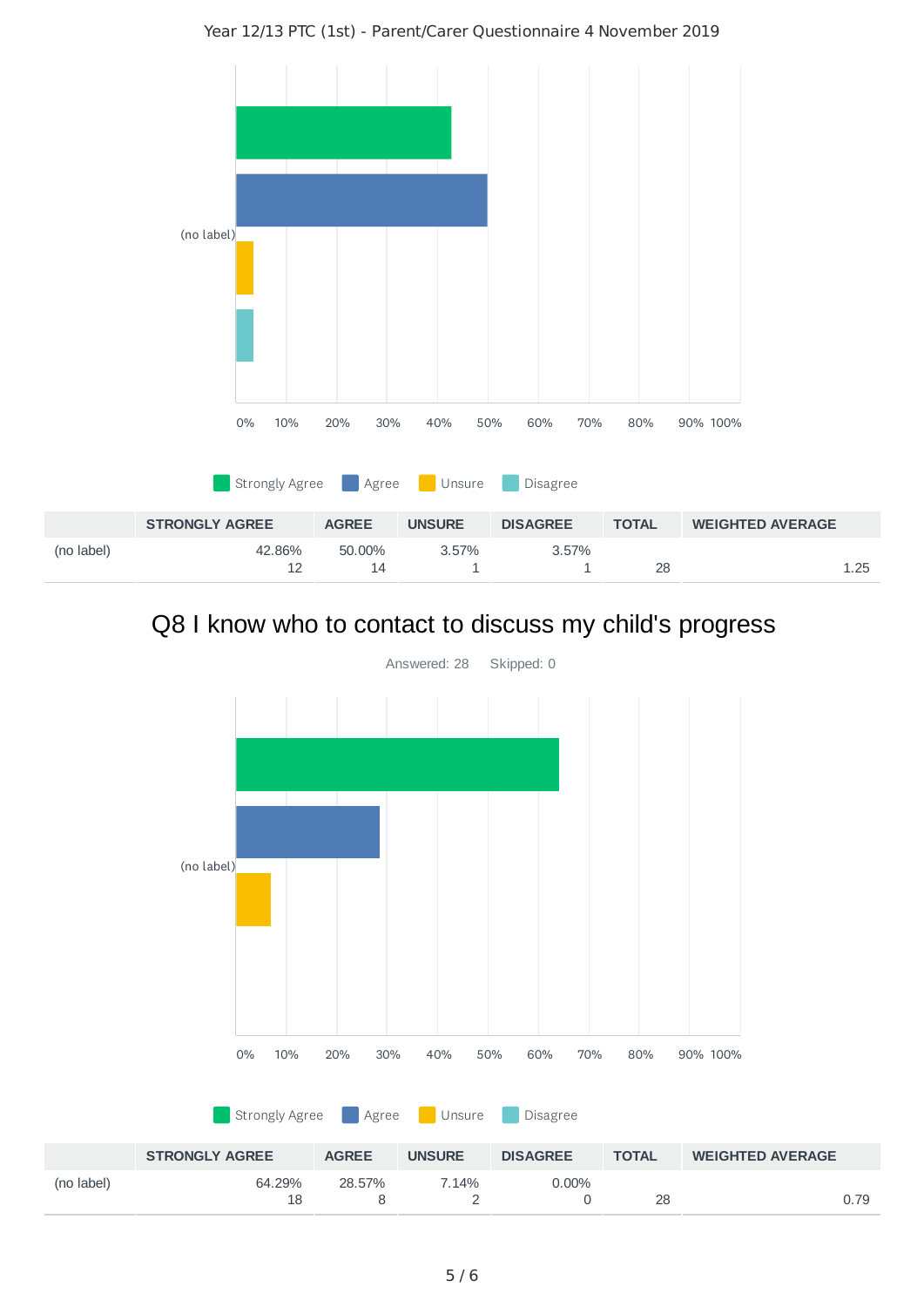| | STRONGLY AGREE | AGREE | UNSURE | DISAGREE | TOTAL | WEIGHTED AVERAGE |
|---|---|---|---|---|---|---|
| (no label) | 42.86%<br>12 | 50.00%<br>14 | 3.57%<br>1 | 3.57%<br>1 | 28 | 1.25 |

## Q8 I know who to contact to discuss my child's progress

Answered: 28 Skipped: 0

| | STRONGLY AGREE | AGREE | UNSURE | DISAGREE | TOTAL | WEIGHTED AVERAGE |
|---|---|---|---|---|---|---|
| (no label) | 64.29%<br>18 | 28.57%<br>8 | 7.14%<br>2 | 0.00%<br>0 | 28 | 0.79 |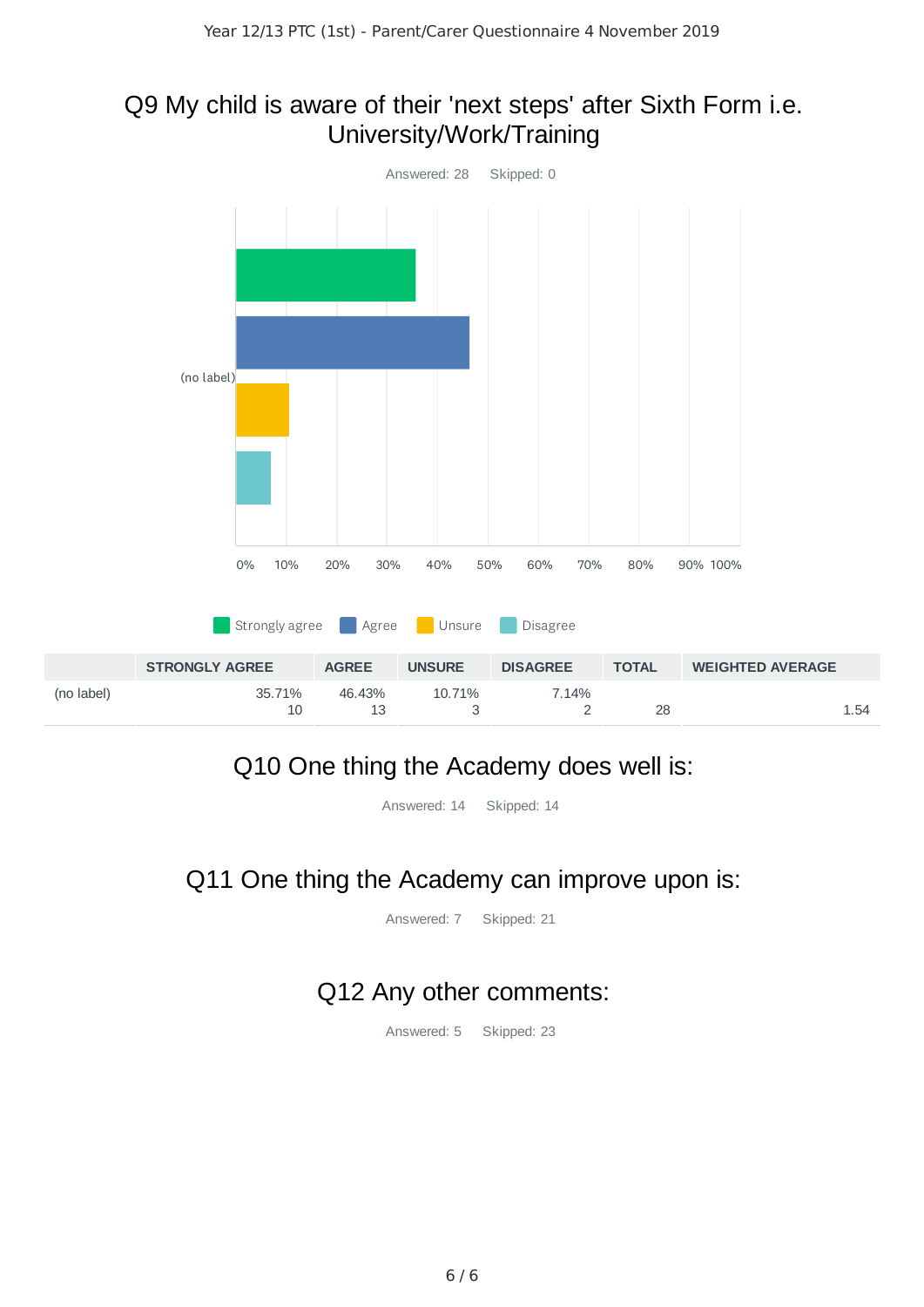## Q9 My child is aware of their 'next steps' after Sixth Form i.e. University/Work/Training

Answered: 28 Skipped: 0

(no label)

0% 10% 20% 30% 40% 50% 60% 70% 80% 90% 100%

Strongly agree Agree Unsure Disagree

| | STRONGLY AGREE | AGREE | UNSURE | DISAGREE | TOTAL | WEIGHTED AVERAGE |
|---|---|---|---|---|---|---|
| (no label) | 35.71%<br>10 | 46.43%<br>13 | 10.71%<br>3 | 7.14%<br>2 | 28 | 1.54 |

## Q10 One thing the Academy does well is:

Answered: 14 Skipped: 14

## Q11 One thing the Academy can improve upon is:

Answered: 7 Skipped: 21

## Q12 Any other comments:

Answered: 5 Skipped: 23